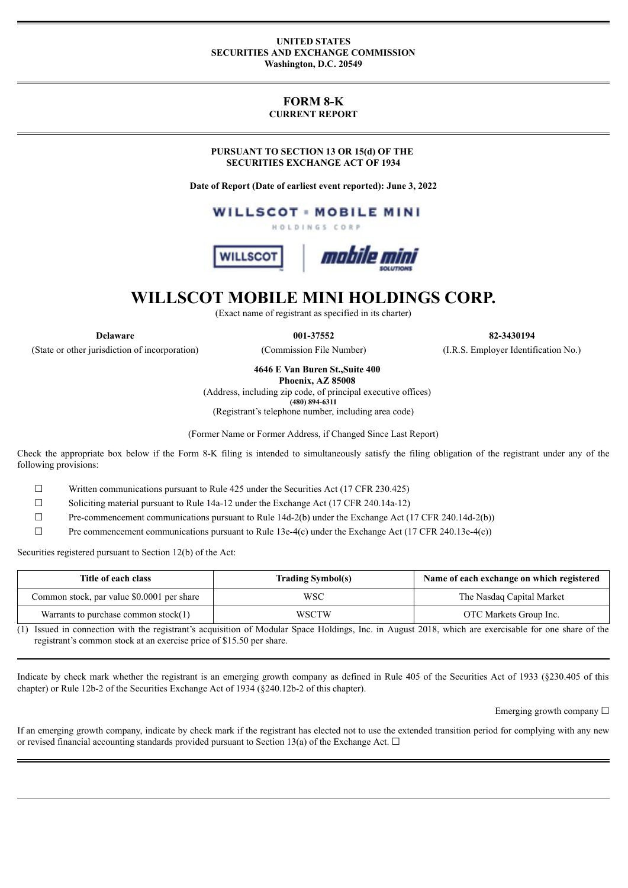**UNITED STATES**
**SECURITIES AND EXCHANGE COMMISSION**
**Washington, D.C. 20549**

# FORM 8-K

**CURRENT REPORT**

**PURSUANT TO SECTION 13 OR 15(d) OF THE SECURITIES EXCHANGE ACT OF 1934**

**Date of Report (Date of earliest event reported): June 3, 2022**

# WILLSCOT MOBILE MINI HOLDINGS CORP.

(Exact name of registrant as specified in its charter)

| **Delaware** | **001-37552** | **82-3430194** |
|---|---|---|
| (State or other jurisdiction of incorporation) | (Commission File Number) | (I.R.S. Employer Identification No.) |

**4646 E Van Buren St.,Suite 400**
**Phoenix, AZ 85008**
(Address, including zip code, of principal executive offices)
**(480) 894-6311**
(Registrant's telephone number, including area code)

(Former Name or Former Address, if Changed Since Last Report)

Check the appropriate box below if the Form 8-K filing is intended to simultaneously satisfy the filing obligation of the registrant under any of the following provisions:

☐ Written communications pursuant to Rule 425 under the Securities Act (17 CFR 230.425)

☐ Soliciting material pursuant to Rule 14a-12 under the Exchange Act (17 CFR 240.14a-12)

☐ Pre-commencement communications pursuant to Rule 14d-2(b) under the Exchange Act (17 CFR 240.14d-2(b))

☐ Pre commencement communications pursuant to Rule 13e-4(c) under the Exchange Act (17 CFR 240.13e-4(c))

Securities registered pursuant to Section 12(b) of the Act:

| Title of each class | Trading Symbol(s) | Name of each exchange on which registered |
|---|---|---|
| Common stock, par value $0.0001 per share | WSC | The Nasdaq Capital Market |
| Warrants to purchase common stock(1) | WSCTW | OTC Markets Group Inc. |

(1) Issued in connection with the registrant's acquisition of Modular Space Holdings, Inc. in August 2018, which are exercisable for one share of the registrant's common stock at an exercise price of $15.50 per share.

Indicate by check mark whether the registrant is an emerging growth company as defined in Rule 405 of the Securities Act of 1933 (§230.405 of this chapter) or Rule 12b-2 of the Securities Exchange Act of 1934 (§240.12b-2 of this chapter).

Emerging growth company ☐

If an emerging growth company, indicate by check mark if the registrant has elected not to use the extended transition period for complying with any new or revised financial accounting standards provided pursuant to Section 13(a) of the Exchange Act. ☐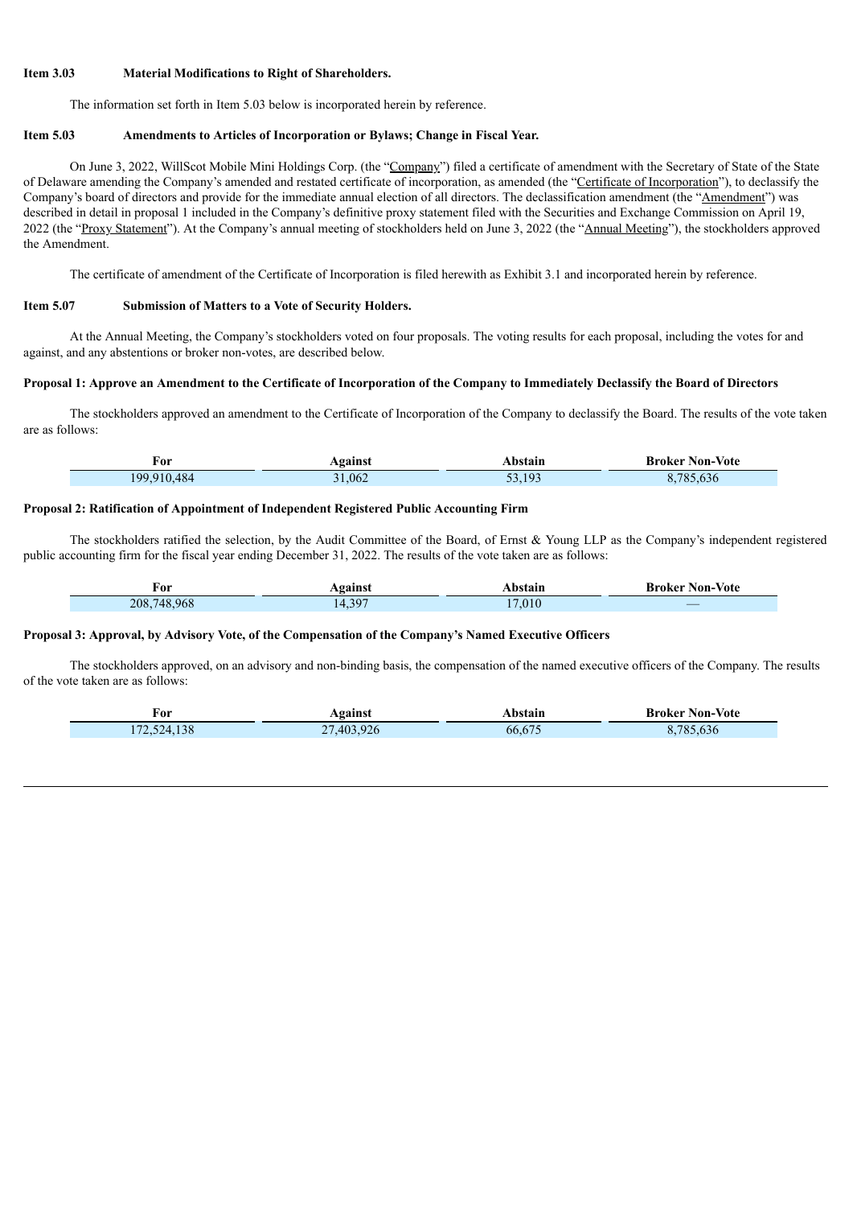**Item 3.03 Material Modifications to Right of Shareholders.**

The information set forth in Item 5.03 below is incorporated herein by reference.

**Item 5.03 Amendments to Articles of Incorporation or Bylaws; Change in Fiscal Year.**

On June 3, 2022, WillScot Mobile Mini Holdings Corp. (the "Company") filed a certificate of amendment with the Secretary of State of the State of Delaware amending the Company's amended and restated certificate of incorporation, as amended (the "Certificate of Incorporation"), to declassify the Company's board of directors and provide for the immediate annual election of all directors. The declassification amendment (the "Amendment") was described in detail in proposal 1 included in the Company's definitive proxy statement filed with the Securities and Exchange Commission on April 19, 2022 (the "Proxy Statement"). At the Company's annual meeting of stockholders held on June 3, 2022 (the "Annual Meeting"), the stockholders approved the Amendment.

The certificate of amendment of the Certificate of Incorporation is filed herewith as Exhibit 3.1 and incorporated herein by reference.

**Item 5.07 Submission of Matters to a Vote of Security Holders.**

At the Annual Meeting, the Company's stockholders voted on four proposals. The voting results for each proposal, including the votes for and against, and any abstentions or broker non-votes, are described below.

**Proposal 1: Approve an Amendment to the Certificate of Incorporation of the Company to Immediately Declassify the Board of Directors**

The stockholders approved an amendment to the Certificate of Incorporation of the Company to declassify the Board. The results of the vote taken are as follows:

| For | Against | Abstain | Broker Non-Vote |
|---|---|---|---|
| 199,910,484 | 31,062 | 53,193 | 8,785,636 |

**Proposal 2: Ratification of Appointment of Independent Registered Public Accounting Firm**

The stockholders ratified the selection, by the Audit Committee of the Board, of Ernst & Young LLP as the Company's independent registered public accounting firm for the fiscal year ending December 31, 2022. The results of the vote taken are as follows:

| For | Against | Abstain | Broker Non-Vote |
|---|---|---|---|
| 208,748,968 | 14,397 | 17,010 | — |

**Proposal 3: Approval, by Advisory Vote, of the Compensation of the Company's Named Executive Officers**

The stockholders approved, on an advisory and non-binding basis, the compensation of the named executive officers of the Company. The results of the vote taken are as follows:

| For | Against | Abstain | Broker Non-Vote |
|---|---|---|---|
| 172,524,138 | 27,403,926 | 66,675 | 8,785,636 |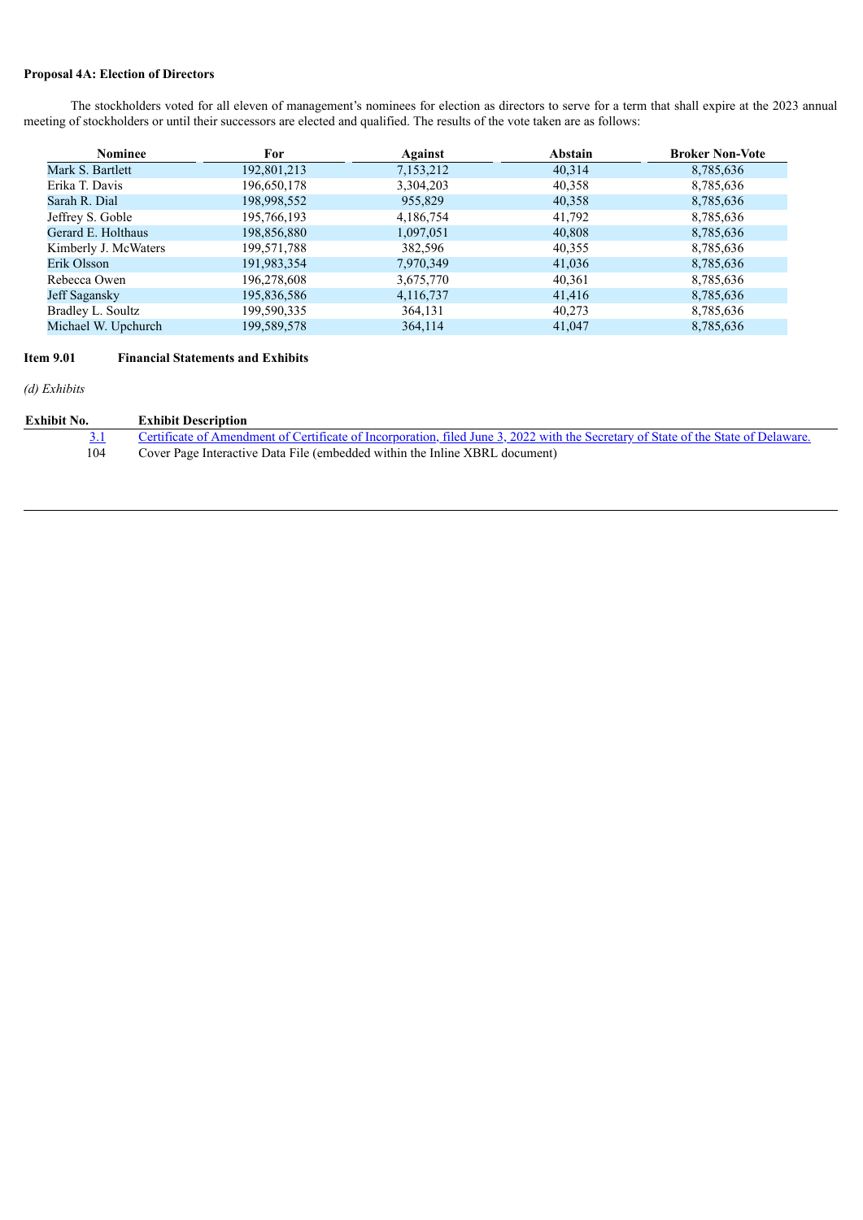**Proposal 4A: Election of Directors**

The stockholders voted for all eleven of management's nominees for election as directors to serve for a term that shall expire at the 2023 annual meeting of stockholders or until their successors are elected and qualified. The results of the vote taken are as follows:

| Nominee | For | Against | Abstain | Broker Non-Vote |
|---|---|---|---|---|
| Mark S. Bartlett | 192,801,213 | 7,153,212 | 40,314 | 8,785,636 |
| Erika T. Davis | 196,650,178 | 3,304,203 | 40,358 | 8,785,636 |
| Sarah R. Dial | 198,998,552 | 955,829 | 40,358 | 8,785,636 |
| Jeffrey S. Goble | 195,766,193 | 4,186,754 | 41,792 | 8,785,636 |
| Gerard E. Holthaus | 198,856,880 | 1,097,051 | 40,808 | 8,785,636 |
| Kimberly J. McWaters | 199,571,788 | 382,596 | 40,355 | 8,785,636 |
| Erik Olsson | 191,983,354 | 7,970,349 | 41,036 | 8,785,636 |
| Rebecca Owen | 196,278,608 | 3,675,770 | 40,361 | 8,785,636 |
| Jeff Sagansky | 195,836,586 | 4,116,737 | 41,416 | 8,785,636 |
| Bradley L. Soultz | 199,590,335 | 364,131 | 40,273 | 8,785,636 |
| Michael W. Upchurch | 199,589,578 | 364,114 | 41,047 | 8,785,636 |

**Item 9.01 Financial Statements and Exhibits**

*(d) Exhibits*

| Exhibit No. | Exhibit Description |
|---|---|
| 3.1 | Certificate of Amendment of Certificate of Incorporation, filed June 3, 2022 with the Secretary of State of the State of Delaware. |
| 104 | Cover Page Interactive Data File (embedded within the Inline XBRL document) |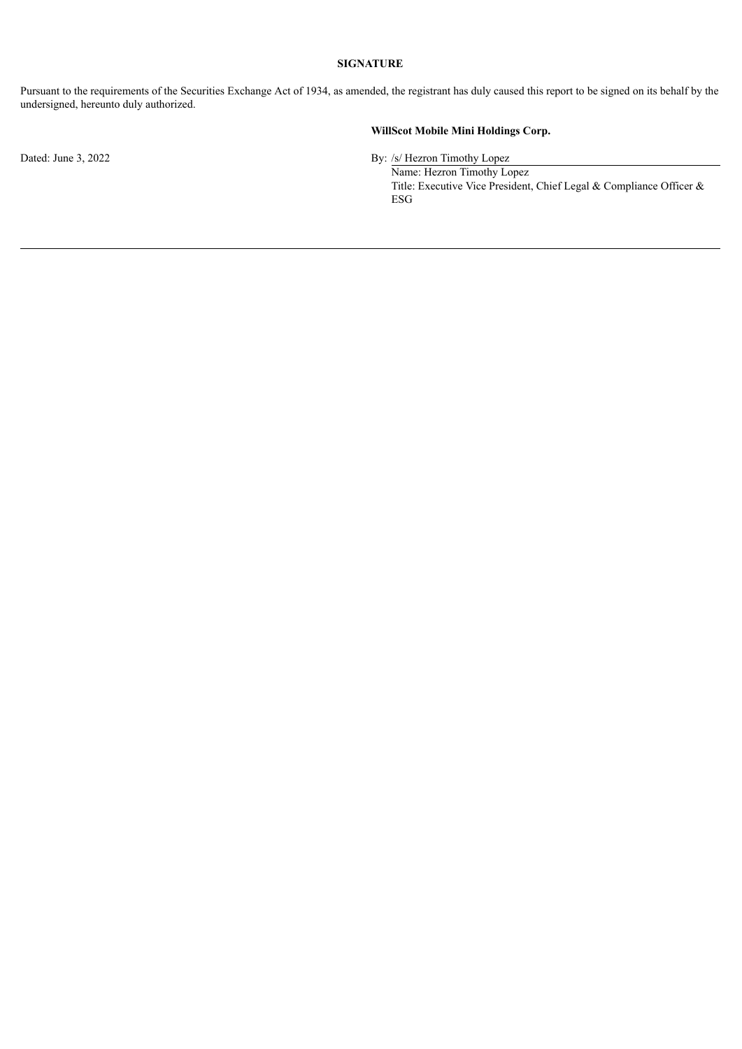## SIGNATURE

Pursuant to the requirements of the Securities Exchange Act of 1934, as amended, the registrant has duly caused this report to be signed on its behalf by the undersigned, hereunto duly authorized.

**WillScot Mobile Mini Holdings Corp.**

Dated: June 3, 2022

By: /s/ Hezron Timothy Lopez

Name: Hezron Timothy Lopez

Title: Executive Vice President, Chief Legal & Compliance Officer & ESG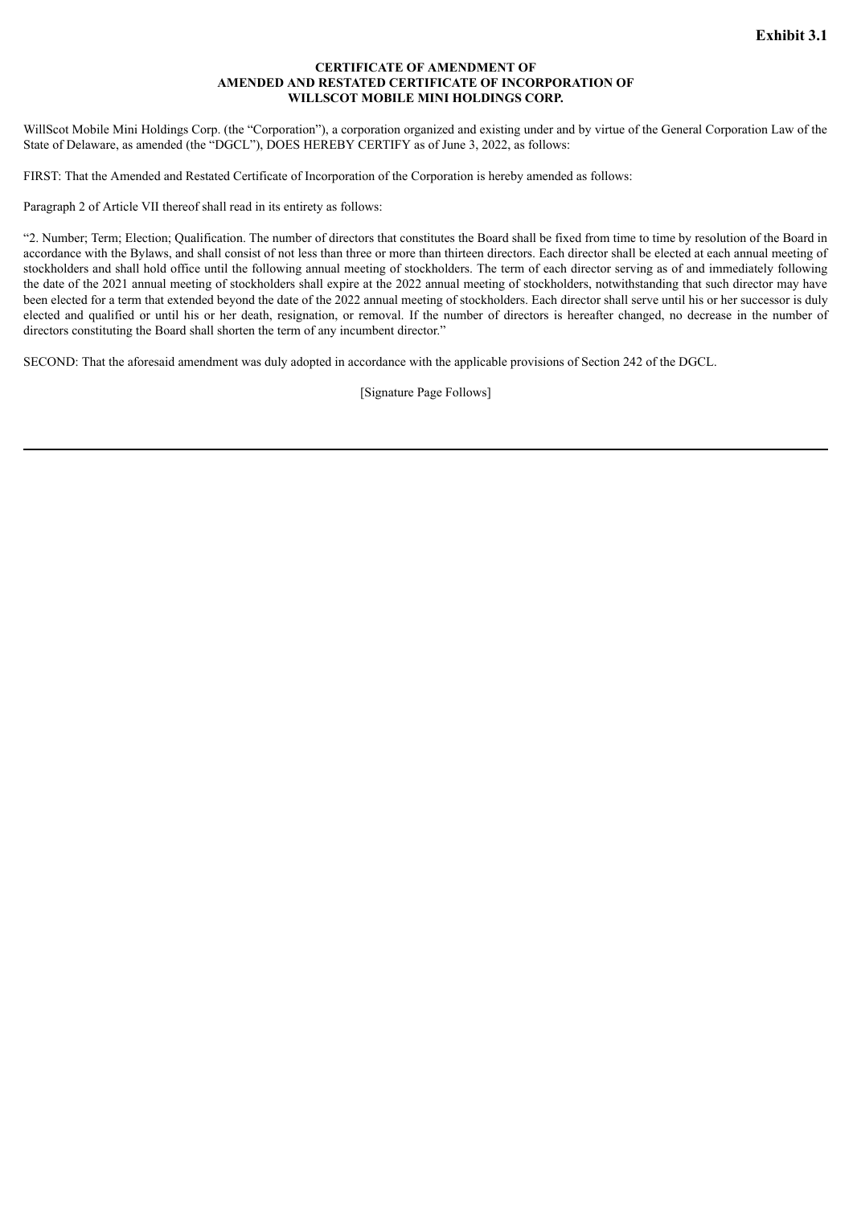**Exhibit 3.1**

**CERTIFICATE OF AMENDMENT OF AMENDED AND RESTATED CERTIFICATE OF INCORPORATION OF WILLSCOT MOBILE MINI HOLDINGS CORP.**

WillScot Mobile Mini Holdings Corp. (the "Corporation"), a corporation organized and existing under and by virtue of the General Corporation Law of the State of Delaware, as amended (the "DGCL"), DOES HEREBY CERTIFY as of June 3, 2022, as follows:

FIRST: That the Amended and Restated Certificate of Incorporation of the Corporation is hereby amended as follows:

Paragraph 2 of Article VII thereof shall read in its entirety as follows:

"2. Number; Term; Election; Qualification. The number of directors that constitutes the Board shall be fixed from time to time by resolution of the Board in accordance with the Bylaws, and shall consist of not less than three or more than thirteen directors. Each director shall be elected at each annual meeting of stockholders and shall hold office until the following annual meeting of stockholders. The term of each director serving as of and immediately following the date of the 2021 annual meeting of stockholders shall expire at the 2022 annual meeting of stockholders, notwithstanding that such director may have been elected for a term that extended beyond the date of the 2022 annual meeting of stockholders. Each director shall serve until his or her successor is duly elected and qualified or until his or her death, resignation, or removal. If the number of directors is hereafter changed, no decrease in the number of directors constituting the Board shall shorten the term of any incumbent director."

SECOND: That the aforesaid amendment was duly adopted in accordance with the applicable provisions of Section 242 of the DGCL.

[Signature Page Follows]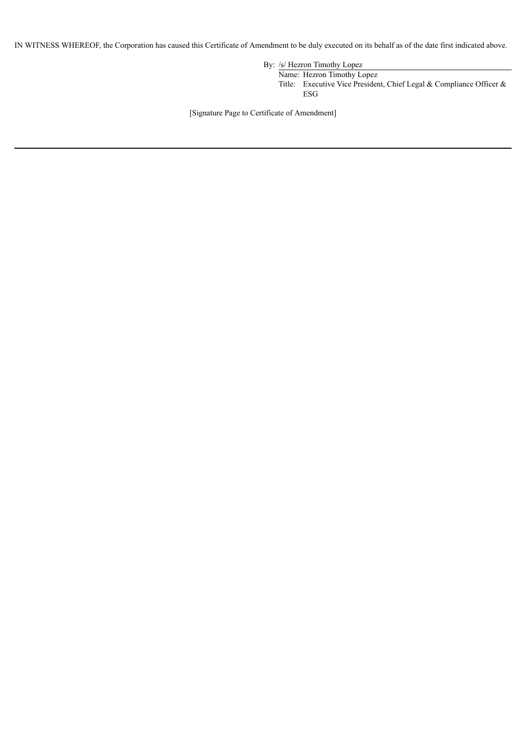IN WITNESS WHEREOF, the Corporation has caused this Certificate of Amendment to be duly executed on its behalf as of the date first indicated above.

By: /s/ Hezron Timothy Lopez
Name: Hezron Timothy Lopez
Title: Executive Vice President, Chief Legal & Compliance Officer & ESG

[Signature Page to Certificate of Amendment]